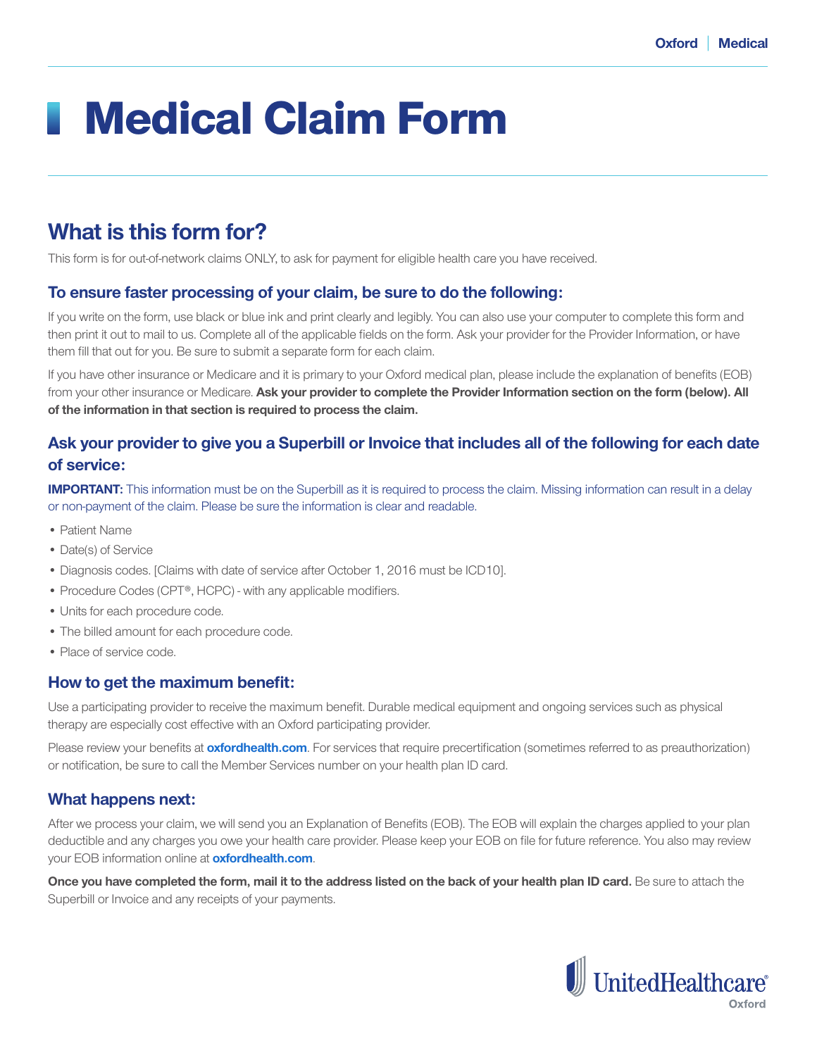# Medical Claim Form

## What is this form for?

This form is for out-of-network claims ONLY, to ask for payment for eligible health care you have received.

### To ensure faster processing of your claim, be sure to do the following:

If you write on the form, use black or blue ink and print clearly and legibly. You can also use your computer to complete this form and then print it out to mail to us. Complete all of the applicable fields on the form. Ask your provider for the Provider Information, or have them fill that out for you. Be sure to submit a separate form for each claim.

If you have other insurance or Medicare and it is primary to your Oxford medical plan, please include the explanation of benefits (EOB) from your other insurance or Medicare. **Ask your provider to complete the Provider Information section on the form (below). All of the information in that section is required to process the claim.**

### Ask your provider to give you a Superbill or Invoice that includes all of the following for each date of service:

**IMPORTANT:** This information must be on the Superbill as it is required to process the claim. Missing information can result in a delay or non-payment of the claim. Please be sure the information is clear and readable.

- Patient Name
- Date(s) of Service
- Diagnosis codes. [Claims with date of service after October 1, 2016 must be ICD10].
- Procedure Codes (CPT®, HCPC) - with any applicable modifiers.
- Units for each procedure code.
- The billed amount for each procedure code.
- Place of service code.

### How to get the maximum benefit:

Use a participating provider to receive the maximum benefit. Durable medical equipment and ongoing services such as physical therapy are especially cost effective with an Oxford participating provider.

Please review your benefits at **oxfordhealth.com**. For services that require precertification (sometimes referred to as preauthorization) or notification, be sure to call the Member Services number on your health plan ID card.

### What happens next:

After we process your claim, we will send you an Explanation of Benefits (EOB). The EOB will explain the charges applied to your plan deductible and any charges you owe your health care provider. Please keep your EOB on file for future reference. You also may review your EOB information online at **oxfordhealth.com**.

**Once you have completed the form, mail it to the address listed on the back of your health plan ID card.** Be sure to attach the Superbill or Invoice and any receipts of your payments.

UnitedHealthcare Oxford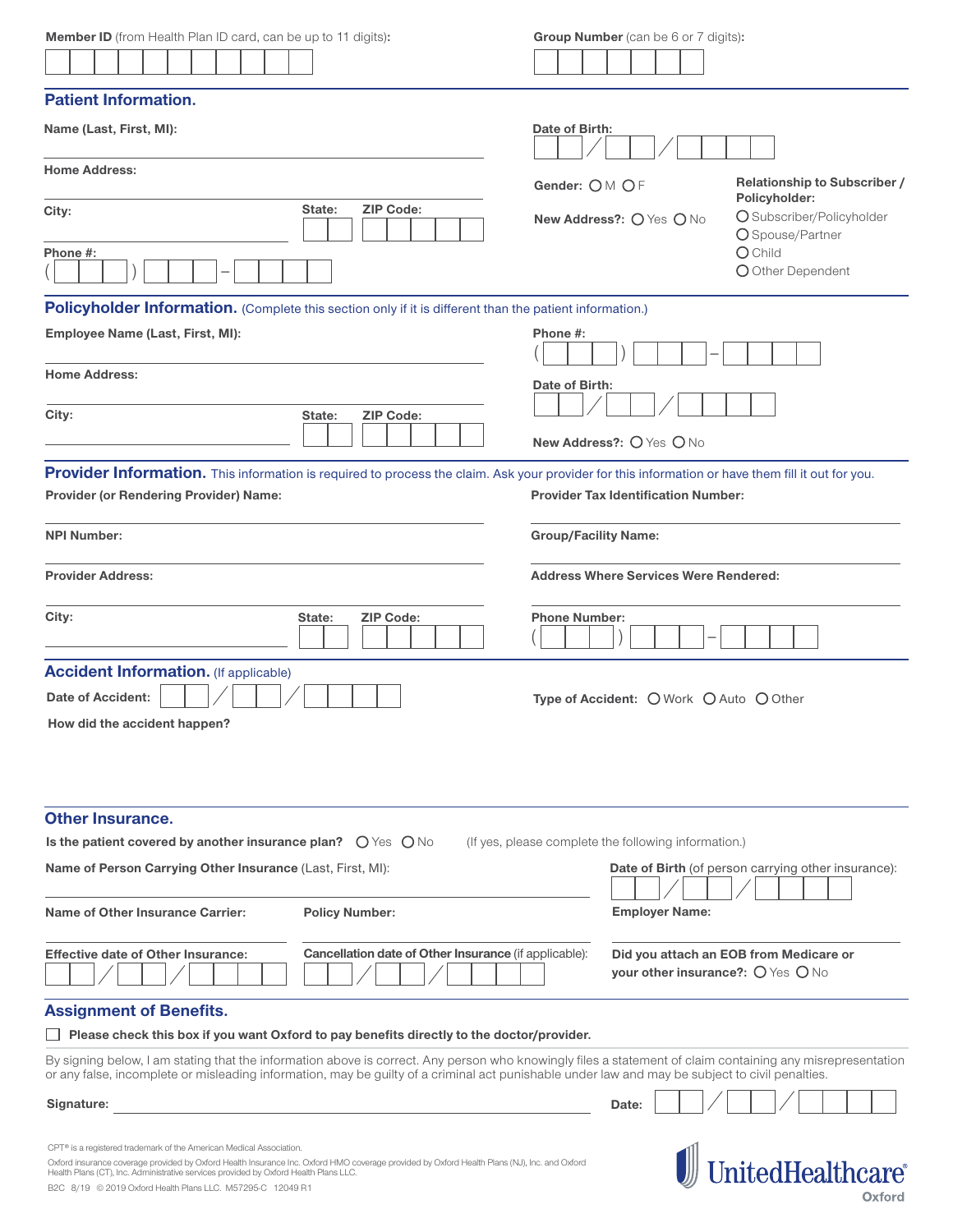**Member ID** (from Health Plan ID card, can be up to 11 digits):

**Group Number** (can be 6 or 7 digits):

## Patient Information.

**Name (Last, First, MI):**

**Date of Birth:** ___ / ___ / ______

**Home Address:**

**Gender:** ○ M ○ F

**Relationship to Subscriber / Policyholder:**
○ Subscriber/Policyholder
○ Spouse/Partner
○ Child
○ Other Dependent

**City:** **State:** **ZIP Code:**

**New Address?:** ○ Yes ○ No

**Phone #:** ( ) –

## Policyholder Information. (Complete this section only if it is different than the patient information.)

**Employee Name (Last, First, MI):**

**Phone #:** ( ) –

**Home Address:**

**Date of Birth:** ___ / ___ / ______

**City:** **State:** **ZIP Code:**

**New Address?:** ○ Yes ○ No

## Provider Information. This information is required to process the claim. Ask your provider for this information or have them fill it out for you.

**Provider (or Rendering Provider) Name:**

**Provider Tax Identification Number:**

**NPI Number:**

**Group/Facility Name:**

**Provider Address:**

**Address Where Services Were Rendered:**

**City:** **State:** **ZIP Code:**

**Phone Number:** ( ) –

## Accident Information. (If applicable)

**Date of Accident:** ___ / ___ / ______

**Type of Accident:** ○ Work ○ Auto ○ Other

**How did the accident happen?**

## Other Insurance.

**Is the patient covered by another insurance plan?** ○ Yes ○ No (If yes, please complete the following information.)

**Name of Person Carrying Other Insurance** (Last, First, MI):

**Date of Birth** (of person carrying other insurance): ___ / ___ / ______

**Name of Other Insurance Carrier:**

**Policy Number:**

**Employer Name:**

**Effective date of Other Insurance:** ___ / ___ / ______

**Cancellation date of Other Insurance** (if applicable): ___ / ___ / ______

**Did you attach an EOB from Medicare or your other insurance?:** ○ Yes ○ No

## Assignment of Benefits.

☐ **Please check this box if you want Oxford to pay benefits directly to the doctor/provider.**

By signing below, I am stating that the information above is correct. Any person who knowingly files a statement of claim containing any misrepresentation or any false, incomplete or misleading information, may be guilty of a criminal act punishable under law and may be subject to civil penalties.

**Signature:** ______________________

**Date:** ___ / ___ / ______

CPT® is a registered trademark of the American Medical Association.

Oxford insurance coverage provided by Oxford Health Insurance Inc. Oxford HMO coverage provided by Oxford Health Plans (NJ), Inc. and Oxford Health Plans (CT), Inc. Administrative services provided by Oxford Health Plans LLC.

B2C 8/19 © 2019 Oxford Health Plans LLC. M57295-C 12049 R1

UnitedHealthcare® Oxford